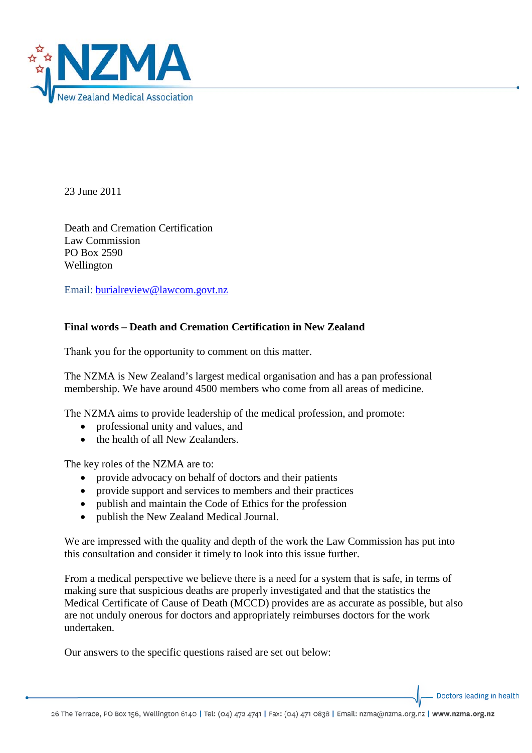23 June 2011

Death and Cremation Certification
Law Commission
PO Box 2590
Wellington

Email: burialreview@lawcom.govt.nz

**Final words – Death and Cremation Certification in New Zealand**

Thank you for the opportunity to comment on this matter.

The NZMA is New Zealand's largest medical organisation and has a pan professional membership. We have around 4500 members who come from all areas of medicine.

The NZMA aims to provide leadership of the medical profession, and promote:

- professional unity and values, and
- the health of all New Zealanders.

The key roles of the NZMA are to:

- provide advocacy on behalf of doctors and their patients
- provide support and services to members and their practices
- publish and maintain the Code of Ethics for the profession
- publish the New Zealand Medical Journal.

We are impressed with the quality and depth of the work the Law Commission has put into this consultation and consider it timely to look into this issue further.

From a medical perspective we believe there is a need for a system that is safe, in terms of making sure that suspicious deaths are properly investigated and that the statistics the Medical Certificate of Cause of Death (MCCD) provides are as accurate as possible, but also are not unduly onerous for doctors and appropriately reimburses doctors for the work undertaken.

Our answers to the specific questions raised are set out below: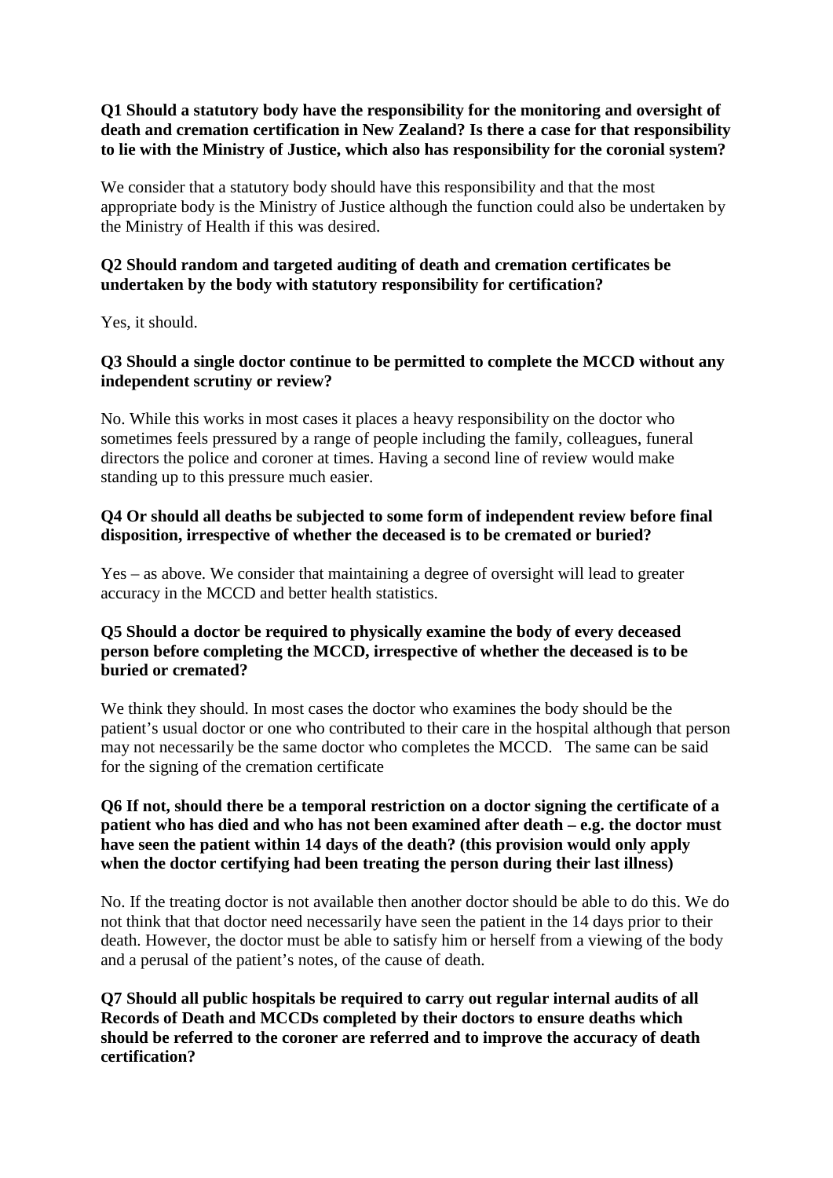**Q1 Should a statutory body have the responsibility for the monitoring and oversight of death and cremation certification in New Zealand? Is there a case for that responsibility to lie with the Ministry of Justice, which also has responsibility for the coronial system?**

We consider that a statutory body should have this responsibility and that the most appropriate body is the Ministry of Justice although the function could also be undertaken by the Ministry of Health if this was desired.

**Q2 Should random and targeted auditing of death and cremation certificates be undertaken by the body with statutory responsibility for certification?**

Yes, it should.

**Q3 Should a single doctor continue to be permitted to complete the MCCD without any independent scrutiny or review?**

No. While this works in most cases it places a heavy responsibility on the doctor who sometimes feels pressured by a range of people including the family, colleagues, funeral directors the police and coroner at times. Having a second line of review would make standing up to this pressure much easier.

**Q4 Or should all deaths be subjected to some form of independent review before final disposition, irrespective of whether the deceased is to be cremated or buried?**

Yes – as above. We consider that maintaining a degree of oversight will lead to greater accuracy in the MCCD and better health statistics.

**Q5 Should a doctor be required to physically examine the body of every deceased person before completing the MCCD, irrespective of whether the deceased is to be buried or cremated?**

We think they should. In most cases the doctor who examines the body should be the patient's usual doctor or one who contributed to their care in the hospital although that person may not necessarily be the same doctor who completes the MCCD. The same can be said for the signing of the cremation certificate

**Q6 If not, should there be a temporal restriction on a doctor signing the certificate of a patient who has died and who has not been examined after death – e.g. the doctor must have seen the patient within 14 days of the death? (this provision would only apply when the doctor certifying had been treating the person during their last illness)**

No. If the treating doctor is not available then another doctor should be able to do this. We do not think that that doctor need necessarily have seen the patient in the 14 days prior to their death. However, the doctor must be able to satisfy him or herself from a viewing of the body and a perusal of the patient's notes, of the cause of death.

**Q7 Should all public hospitals be required to carry out regular internal audits of all Records of Death and MCCDs completed by their doctors to ensure deaths which should be referred to the coroner are referred and to improve the accuracy of death certification?**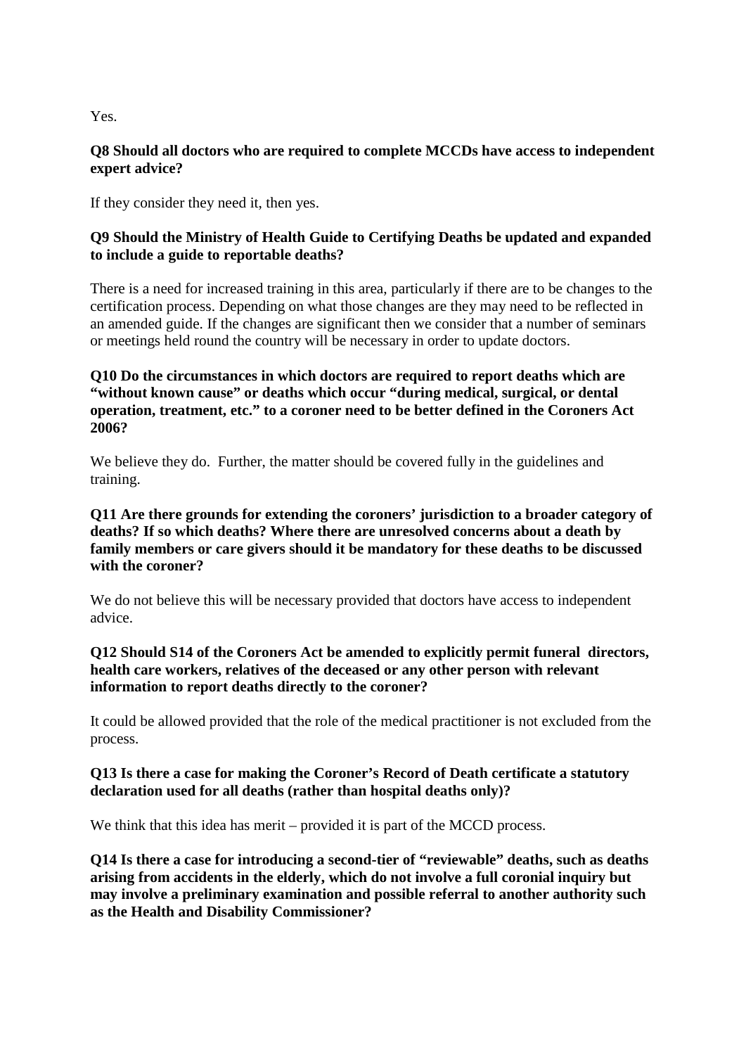Yes.

**Q8 Should all doctors who are required to complete MCCDs have access to independent expert advice?**

If they consider they need it, then yes.

**Q9 Should the Ministry of Health Guide to Certifying Deaths be updated and expanded to include a guide to reportable deaths?**

There is a need for increased training in this area, particularly if there are to be changes to the certification process. Depending on what those changes are they may need to be reflected in an amended guide. If the changes are significant then we consider that a number of seminars or meetings held round the country will be necessary in order to update doctors.

**Q10 Do the circumstances in which doctors are required to report deaths which are "without known cause" or deaths which occur "during medical, surgical, or dental operation, treatment, etc." to a coroner need to be better defined in the Coroners Act 2006?**

We believe they do. Further, the matter should be covered fully in the guidelines and training.

**Q11 Are there grounds for extending the coroners' jurisdiction to a broader category of deaths? If so which deaths? Where there are unresolved concerns about a death by family members or care givers should it be mandatory for these deaths to be discussed with the coroner?**

We do not believe this will be necessary provided that doctors have access to independent advice.

**Q12 Should S14 of the Coroners Act be amended to explicitly permit funeral directors, health care workers, relatives of the deceased or any other person with relevant information to report deaths directly to the coroner?**

It could be allowed provided that the role of the medical practitioner is not excluded from the process.

**Q13 Is there a case for making the Coroner's Record of Death certificate a statutory declaration used for all deaths (rather than hospital deaths only)?**

We think that this idea has merit – provided it is part of the MCCD process.

**Q14 Is there a case for introducing a second-tier of "reviewable" deaths, such as deaths arising from accidents in the elderly, which do not involve a full coronial inquiry but may involve a preliminary examination and possible referral to another authority such as the Health and Disability Commissioner?**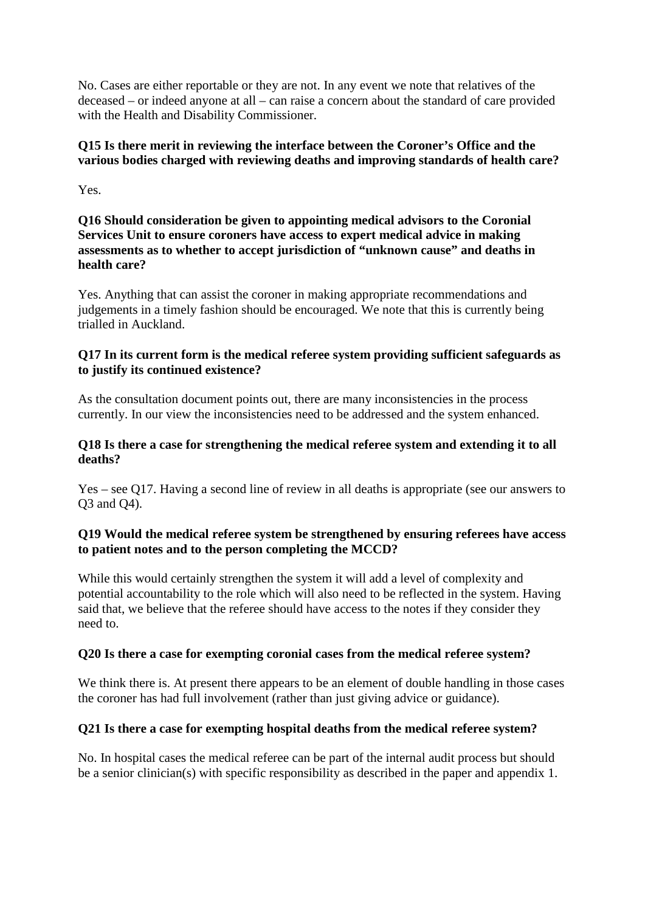No. Cases are either reportable or they are not. In any event we note that relatives of the deceased – or indeed anyone at all – can raise a concern about the standard of care provided with the Health and Disability Commissioner.

**Q15 Is there merit in reviewing the interface between the Coroner's Office and the various bodies charged with reviewing deaths and improving standards of health care?**

Yes.

**Q16 Should consideration be given to appointing medical advisors to the Coronial Services Unit to ensure coroners have access to expert medical advice in making assessments as to whether to accept jurisdiction of "unknown cause" and deaths in health care?**

Yes. Anything that can assist the coroner in making appropriate recommendations and judgements in a timely fashion should be encouraged. We note that this is currently being trialled in Auckland.

**Q17 In its current form is the medical referee system providing sufficient safeguards as to justify its continued existence?**

As the consultation document points out, there are many inconsistencies in the process currently. In our view the inconsistencies need to be addressed and the system enhanced.

**Q18 Is there a case for strengthening the medical referee system and extending it to all deaths?**

Yes – see Q17. Having a second line of review in all deaths is appropriate (see our answers to Q3 and Q4).

**Q19 Would the medical referee system be strengthened by ensuring referees have access to patient notes and to the person completing the MCCD?**

While this would certainly strengthen the system it will add a level of complexity and potential accountability to the role which will also need to be reflected in the system. Having said that, we believe that the referee should have access to the notes if they consider they need to.

**Q20 Is there a case for exempting coronial cases from the medical referee system?**

We think there is. At present there appears to be an element of double handling in those cases the coroner has had full involvement (rather than just giving advice or guidance).

**Q21 Is there a case for exempting hospital deaths from the medical referee system?**

No. In hospital cases the medical referee can be part of the internal audit process but should be a senior clinician(s) with specific responsibility as described in the paper and appendix 1.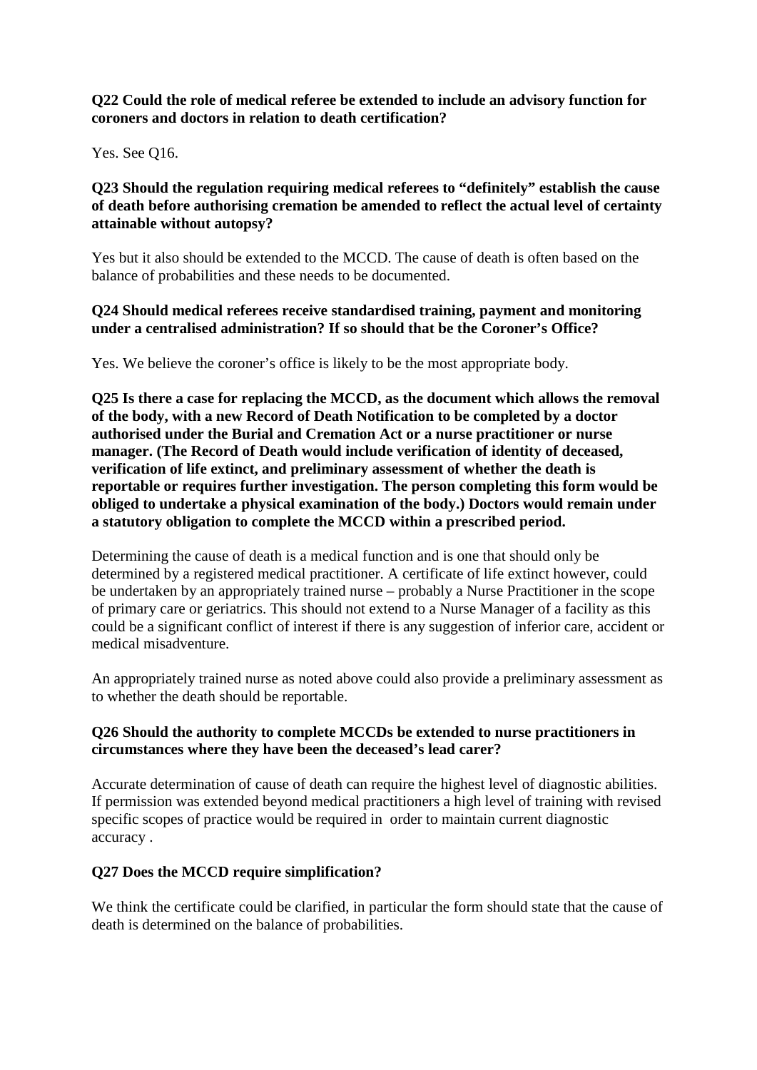**Q22 Could the role of medical referee be extended to include an advisory function for coroners and doctors in relation to death certification?**

Yes. See Q16.

**Q23 Should the regulation requiring medical referees to "definitely" establish the cause of death before authorising cremation be amended to reflect the actual level of certainty attainable without autopsy?**

Yes but it also should be extended to the MCCD. The cause of death is often based on the balance of probabilities and these needs to be documented.

**Q24 Should medical referees receive standardised training, payment and monitoring under a centralised administration? If so should that be the Coroner's Office?**

Yes. We believe the coroner's office is likely to be the most appropriate body.

**Q25 Is there a case for replacing the MCCD, as the document which allows the removal of the body, with a new Record of Death Notification to be completed by a doctor authorised under the Burial and Cremation Act or a nurse practitioner or nurse manager. (The Record of Death would include verification of identity of deceased, verification of life extinct, and preliminary assessment of whether the death is reportable or requires further investigation. The person completing this form would be obliged to undertake a physical examination of the body.) Doctors would remain under a statutory obligation to complete the MCCD within a prescribed period.**

Determining the cause of death is a medical function and is one that should only be determined by a registered medical practitioner. A certificate of life extinct however, could be undertaken by an appropriately trained nurse – probably a Nurse Practitioner in the scope of primary care or geriatrics. This should not extend to a Nurse Manager of a facility as this could be a significant conflict of interest if there is any suggestion of inferior care, accident or medical misadventure.

An appropriately trained nurse as noted above could also provide a preliminary assessment as to whether the death should be reportable.

**Q26 Should the authority to complete MCCDs be extended to nurse practitioners in circumstances where they have been the deceased's lead carer?**

Accurate determination of cause of death can require the highest level of diagnostic abilities. If permission was extended beyond medical practitioners a high level of training with revised specific scopes of practice would be required in order to maintain current diagnostic accuracy .

**Q27 Does the MCCD require simplification?**

We think the certificate could be clarified, in particular the form should state that the cause of death is determined on the balance of probabilities.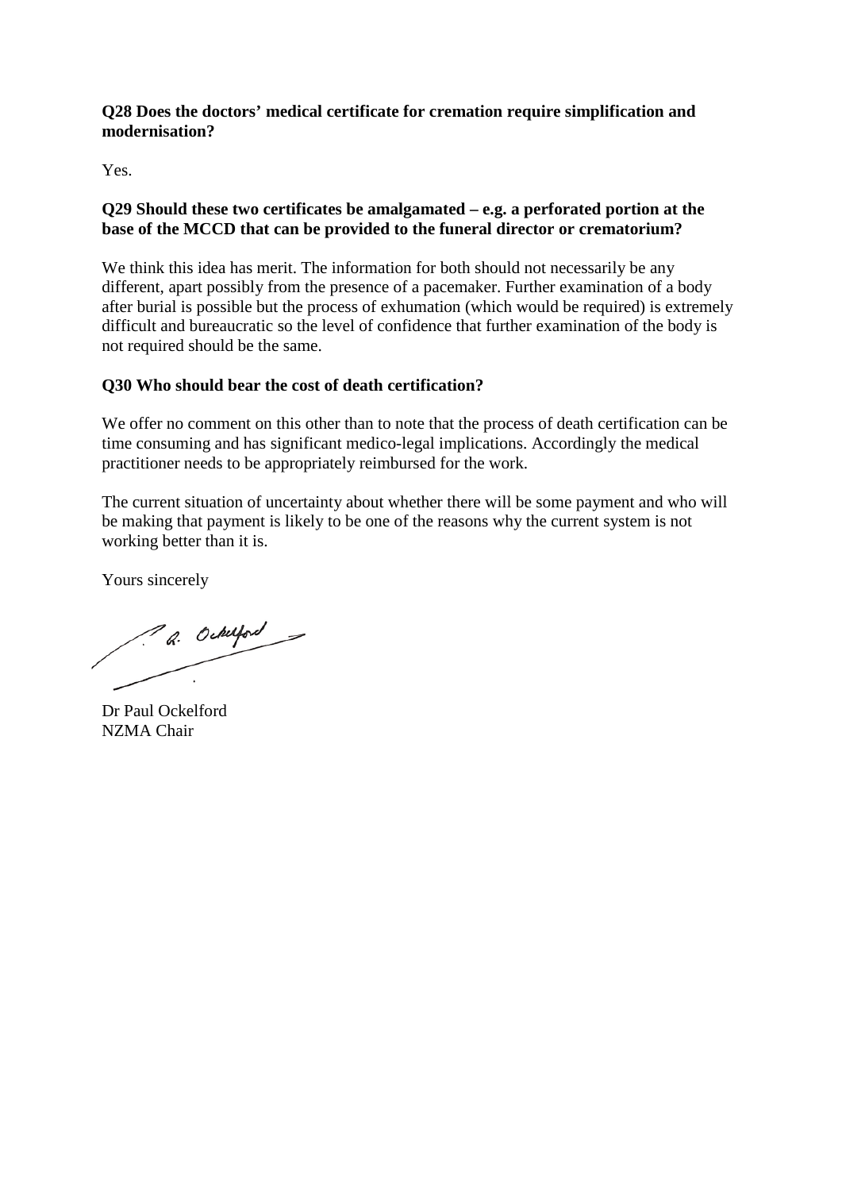**Q28 Does the doctors' medical certificate for cremation require simplification and modernisation?**

Yes.

**Q29 Should these two certificates be amalgamated – e.g. a perforated portion at the base of the MCCD that can be provided to the funeral director or crematorium?**

We think this idea has merit. The information for both should not necessarily be any different, apart possibly from the presence of a pacemaker. Further examination of a body after burial is possible but the process of exhumation (which would be required) is extremely difficult and bureaucratic so the level of confidence that further examination of the body is not required should be the same.

**Q30 Who should bear the cost of death certification?**

We offer no comment on this other than to note that the process of death certification can be time consuming and has significant medico-legal implications. Accordingly the medical practitioner needs to be appropriately reimbursed for the work.

The current situation of uncertainty about whether there will be some payment and who will be making that payment is likely to be one of the reasons why the current system is not working better than it is.

Yours sincerely

Dr Paul Ockelford
NZMA Chair